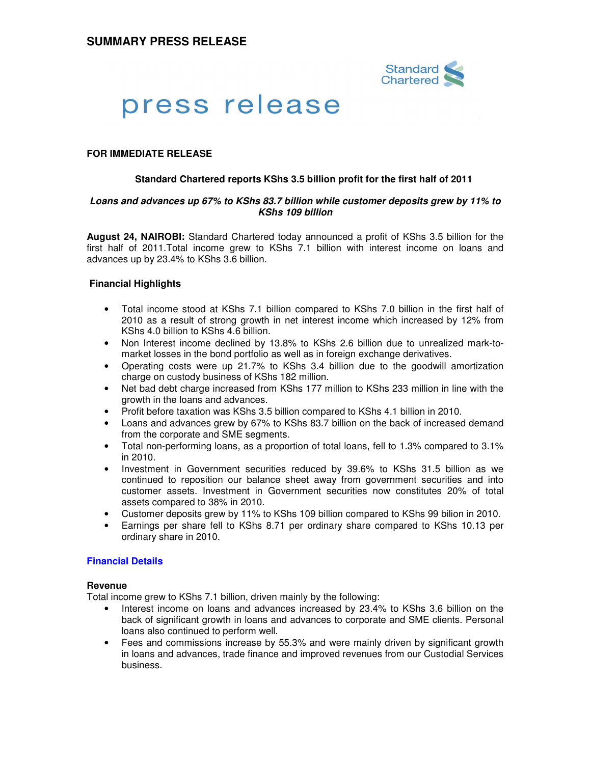# SUMMARY PRESS RELEASE

Standard Chartered

press release

**FOR IMMEDIATE RELEASE**

**Standard Chartered reports KShs 3.5 billion profit for the first half of 2011**

***Loans and advances up 67% to KShs 83.7 billion while customer deposits grew by 11% to KShs 109 billion***

**August 24, NAIROBI:** Standard Chartered today announced a profit of KShs 3.5 billion for the first half of 2011.Total income grew to KShs 7.1 billion with interest income on loans and advances up by 23.4% to KShs 3.6 billion.

### Financial Highlights

- Total income stood at KShs 7.1 billion compared to KShs 7.0 billion in the first half of 2010 as a result of strong growth in net interest income which increased by 12% from KShs 4.0 billion to KShs 4.6 billion.
- Non Interest income declined by 13.8% to KShs 2.6 billion due to unrealized mark-to-market losses in the bond portfolio as well as in foreign exchange derivatives.
- Operating costs were up 21.7% to KShs 3.4 billion due to the goodwill amortization charge on custody business of KShs 182 million.
- Net bad debt charge increased from KShs 177 million to KShs 233 million in line with the growth in the loans and advances.
- Profit before taxation was KShs 3.5 billion compared to KShs 4.1 billion in 2010.
- Loans and advances grew by 67% to KShs 83.7 billion on the back of increased demand from the corporate and SME segments.
- Total non-performing loans, as a proportion of total loans, fell to 1.3% compared to 3.1% in 2010.
- Investment in Government securities reduced by 39.6% to KShs 31.5 billion as we continued to reposition our balance sheet away from government securities and into customer assets. Investment in Government securities now constitutes 20% of total assets compared to 38% in 2010.
- Customer deposits grew by 11% to KShs 109 billion compared to KShs 99 bilion in 2010.
- Earnings per share fell to KShs 8.71 per ordinary share compared to KShs 10.13 per ordinary share in 2010.

## Financial Details

### Revenue

Total income grew to KShs 7.1 billion, driven mainly by the following:

- Interest income on loans and advances increased by 23.4% to KShs 3.6 billion on the back of significant growth in loans and advances to corporate and SME clients. Personal loans also continued to perform well.
- Fees and commissions increase by 55.3% and were mainly driven by significant growth in loans and advances, trade finance and improved revenues from our Custodial Services business.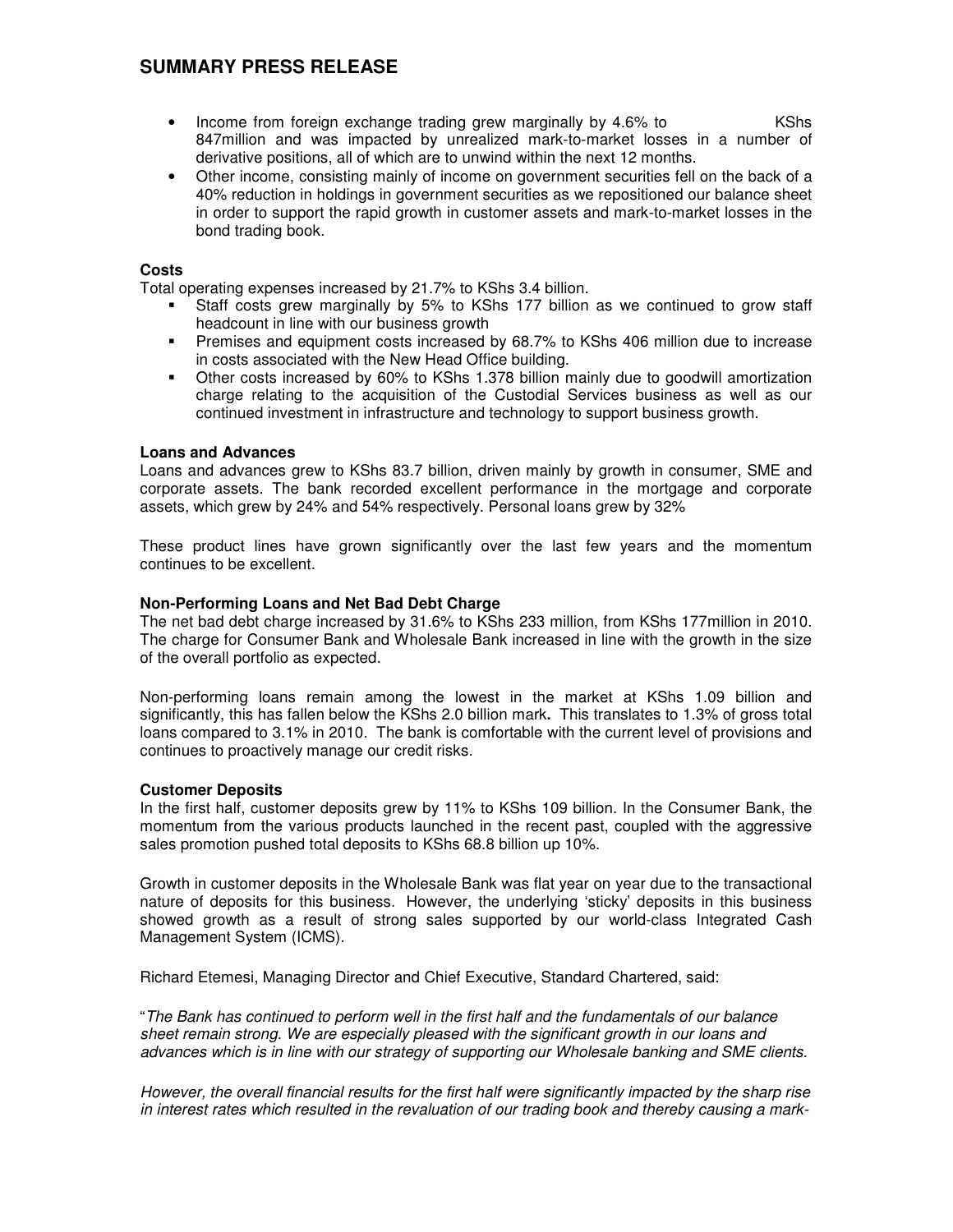## SUMMARY PRESS RELEASE

- Income from foreign exchange trading grew marginally by 4.6% to KShs 847million and was impacted by unrealized mark-to-market losses in a number of derivative positions, all of which are to unwind within the next 12 months.
- Other income, consisting mainly of income on government securities fell on the back of a 40% reduction in holdings in government securities as we repositioned our balance sheet in order to support the rapid growth in customer assets and mark-to-market losses in the bond trading book.

**Costs**

Total operating expenses increased by 21.7% to KShs 3.4 billion.

- Staff costs grew marginally by 5% to KShs 177 billion as we continued to grow staff headcount in line with our business growth
- Premises and equipment costs increased by 68.7% to KShs 406 million due to increase in costs associated with the New Head Office building.
- Other costs increased by 60% to KShs 1.378 billion mainly due to goodwill amortization charge relating to the acquisition of the Custodial Services business as well as our continued investment in infrastructure and technology to support business growth.

**Loans and Advances**

Loans and advances grew to KShs 83.7 billion, driven mainly by growth in consumer, SME and corporate assets. The bank recorded excellent performance in the mortgage and corporate assets, which grew by 24% and 54% respectively. Personal loans grew by 32%

These product lines have grown significantly over the last few years and the momentum continues to be excellent.

**Non-Performing Loans and Net Bad Debt Charge**

The net bad debt charge increased by 31.6% to KShs 233 million, from KShs 177million in 2010. The charge for Consumer Bank and Wholesale Bank increased in line with the growth in the size of the overall portfolio as expected.

Non-performing loans remain among the lowest in the market at KShs 1.09 billion and significantly, this has fallen below the KShs 2.0 billion mark**.** This translates to 1.3% of gross total loans compared to 3.1% in 2010. The bank is comfortable with the current level of provisions and continues to proactively manage our credit risks.

**Customer Deposits**

In the first half, customer deposits grew by 11% to KShs 109 billion. In the Consumer Bank, the momentum from the various products launched in the recent past, coupled with the aggressive sales promotion pushed total deposits to KShs 68.8 billion up 10%.

Growth in customer deposits in the Wholesale Bank was flat year on year due to the transactional nature of deposits for this business. However, the underlying 'sticky' deposits in this business showed growth as a result of strong sales supported by our world-class Integrated Cash Management System (ICMS).

Richard Etemesi, Managing Director and Chief Executive, Standard Chartered, said:

"*The Bank has continued to perform well in the first half and the fundamentals of our balance sheet remain strong. We are especially pleased with the significant growth in our loans and advances which is in line with our strategy of supporting our Wholesale banking and SME clients.*

*However, the overall financial results for the first half were significantly impacted by the sharp rise in interest rates which resulted in the revaluation of our trading book and thereby causing a mark-*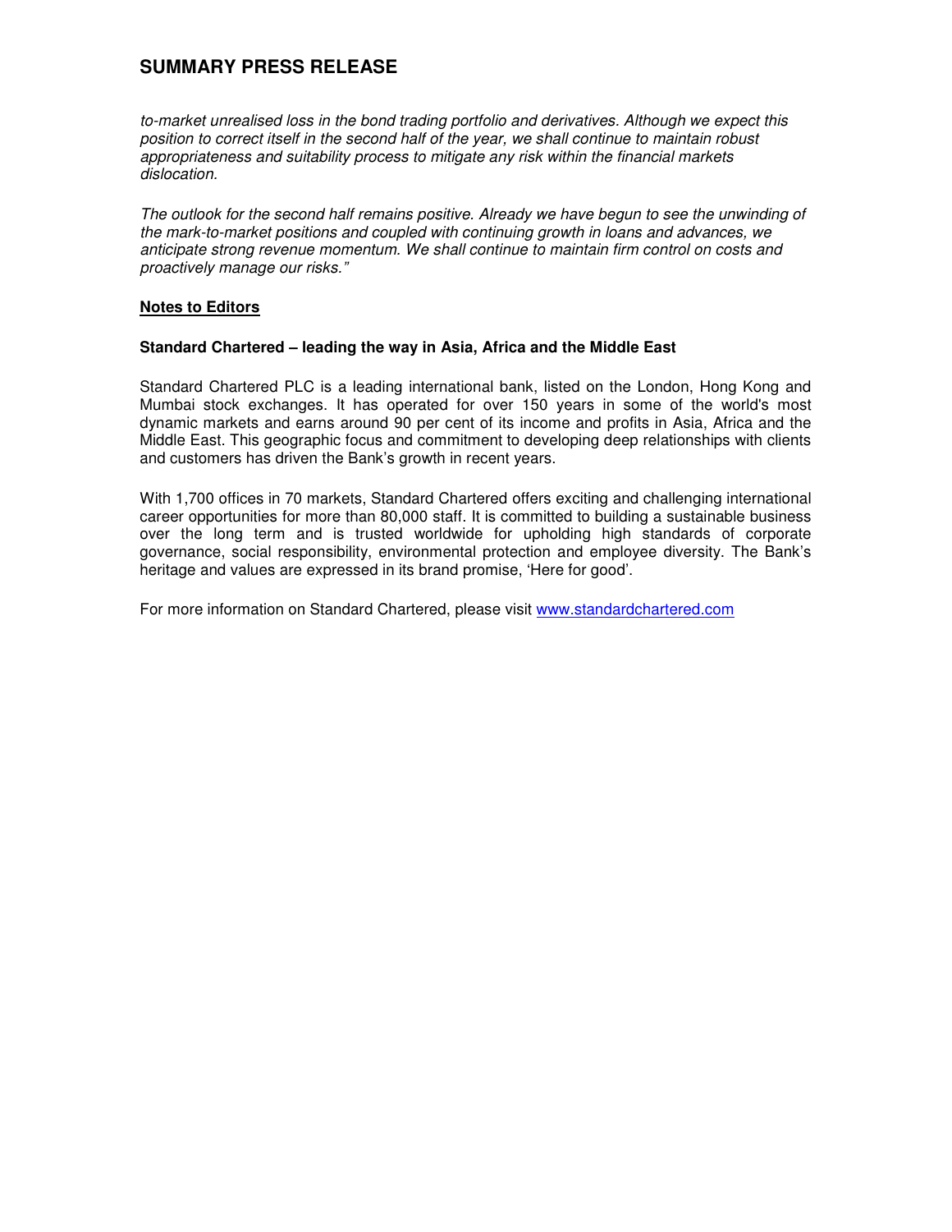# SUMMARY PRESS RELEASE

*to-market unrealised loss in the bond trading portfolio and derivatives. Although we expect this position to correct itself in the second half of the year, we shall continue to maintain robust appropriateness and suitability process to mitigate any risk within the financial markets dislocation.*

*The outlook for the second half remains positive. Already we have begun to see the unwinding of the mark-to-market positions and coupled with continuing growth in loans and advances, we anticipate strong revenue momentum. We shall continue to maintain firm control on costs and proactively manage our risks."*

**Notes to Editors**

**Standard Chartered – leading the way in Asia, Africa and the Middle East**

Standard Chartered PLC is a leading international bank, listed on the London, Hong Kong and Mumbai stock exchanges. It has operated for over 150 years in some of the world's most dynamic markets and earns around 90 per cent of its income and profits in Asia, Africa and the Middle East. This geographic focus and commitment to developing deep relationships with clients and customers has driven the Bank's growth in recent years.

With 1,700 offices in 70 markets, Standard Chartered offers exciting and challenging international career opportunities for more than 80,000 staff. It is committed to building a sustainable business over the long term and is trusted worldwide for upholding high standards of corporate governance, social responsibility, environmental protection and employee diversity. The Bank's heritage and values are expressed in its brand promise, 'Here for good'.

For more information on Standard Chartered, please visit www.standardchartered.com